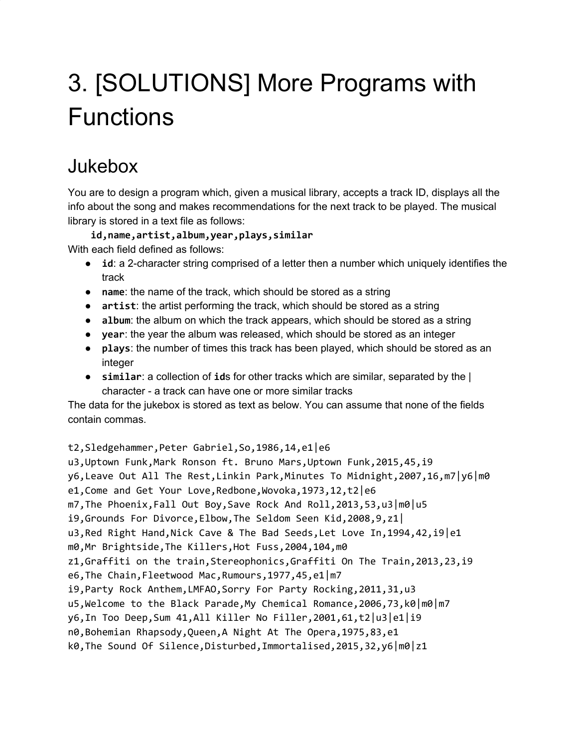# 3. [SOLUTIONS] More Programs with Functions

## Jukebox

You are to design a program which, given a musical library, accepts a track ID, displays all the info about the song and makes recommendations for the next track to be played. The musical library is stored in a text file as follows:

**`id,name,artist,album,year,plays,similar`**

With each field defined as follows:

- **`id`**: a 2-character string comprised of a letter then a number which uniquely identifies the track
- **`name`**: the name of the track, which should be stored as a string
- **`artist`**: the artist performing the track, which should be stored as a string
- **`album`**: the album on which the track appears, which should be stored as a string
- **`year`**: the year the album was released, which should be stored as an integer
- **`plays`**: the number of times this track has been played, which should be stored as an integer
- **`similar`**: a collection of **`id`**s for other tracks which are similar, separated by the | character - a track can have one or more similar tracks

The data for the jukebox is stored as text as below. You can assume that none of the fields contain commas.

```
t2,Sledgehammer,Peter Gabriel,So,1986,14,e1|e6
u3,Uptown Funk,Mark Ronson ft. Bruno Mars,Uptown Funk,2015,45,i9
y6,Leave Out All The Rest,Linkin Park,Minutes To Midnight,2007,16,m7|y6|m0
e1,Come and Get Your Love,Redbone,Wovoka,1973,12,t2|e6
m7,The Phoenix,Fall Out Boy,Save Rock And Roll,2013,53,u3|m0|u5
i9,Grounds For Divorce,Elbow,The Seldom Seen Kid,2008,9,z1|
u3,Red Right Hand,Nick Cave & The Bad Seeds,Let Love In,1994,42,i9|e1
m0,Mr Brightside,The Killers,Hot Fuss,2004,104,m0
z1,Graffiti on the train,Stereophonics,Graffiti On The Train,2013,23,i9
e6,The Chain,Fleetwood Mac,Rumours,1977,45,e1|m7
i9,Party Rock Anthem,LMFAO,Sorry For Party Rocking,2011,31,u3
u5,Welcome to the Black Parade,My Chemical Romance,2006,73,k0|m0|m7
y6,In Too Deep,Sum 41,All Killer No Filler,2001,61,t2|u3|e1|i9
n0,Bohemian Rhapsody,Queen,A Night At The Opera,1975,83,e1
k0,The Sound Of Silence,Disturbed,Immortalised,2015,32,y6|m0|z1
```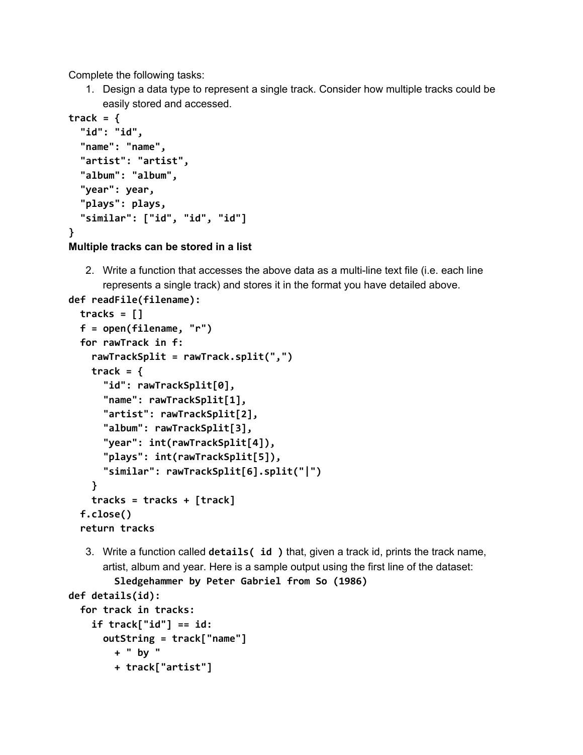Complete the following tasks:

1. Design a data type to represent a single track. Consider how multiple tracks could be easily stored and accessed.

```
track = {
  "id": "id",
  "name": "name",
  "artist": "artist",
  "album": "album",
  "year": year,
  "plays": plays,
  "similar": ["id", "id", "id"]
}
```

**Multiple tracks can be stored in a list**

2. Write a function that accesses the above data as a multi-line text file (i.e. each line represents a single track) and stores it in the format you have detailed above.

```
def readFile(filename):
  tracks = []
  f = open(filename, "r")
  for rawTrack in f:
    rawTrackSplit = rawTrack.split(",")
    track = {
      "id": rawTrackSplit[0],
      "name": rawTrackSplit[1],
      "artist": rawTrackSplit[2],
      "album": rawTrackSplit[3],
      "year": int(rawTrackSplit[4]),
      "plays": int(rawTrackSplit[5]),
      "similar": rawTrackSplit[6].split("|")
    }
    tracks = tracks + [track]
  f.close()
  return tracks
```

3. Write a function called **`details( id )`** that, given a track id, prints the track name, artist, album and year. Here is a sample output using the first line of the dataset:
   **`Sledgehammer by Peter Gabriel from So (1986)`**

```
def details(id):
  for track in tracks:
    if track["id"] == id:
      outString = track["name"]
        + " by "
        + track["artist"]
```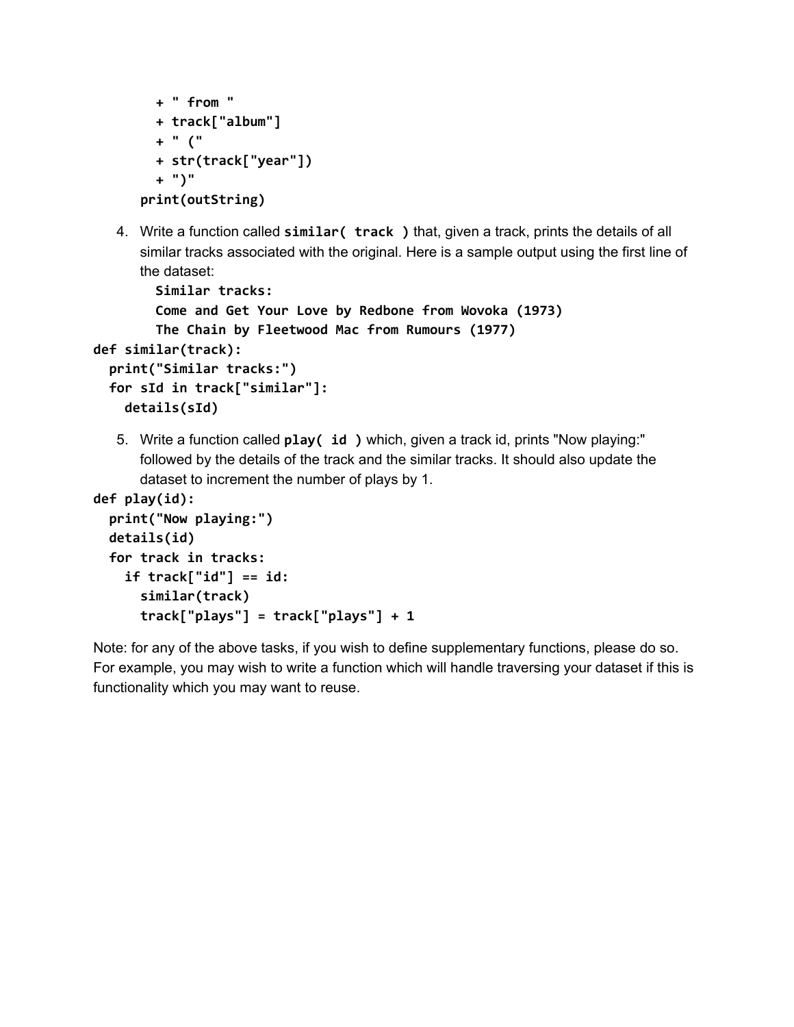```
      + " from "
      + track["album"]
      + " ("
      + str(track["year"])
      + ")"
    print(outString)
```

4. Write a function called **similar( track )** that, given a track, prints the details of all similar tracks associated with the original. Here is a sample output using the first line of the dataset:

```
Similar tracks:
Come and Get Your Love by Redbone from Wovoka (1973)
The Chain by Fleetwood Mac from Rumours (1977)
```

```
def similar(track):
  print("Similar tracks:")
  for sId in track["similar"]:
    details(sId)
```

5. Write a function called **play( id )** which, given a track id, prints "Now playing:" followed by the details of the track and the similar tracks. It should also update the dataset to increment the number of plays by 1.

```
def play(id):
  print("Now playing:")
  details(id)
  for track in tracks:
    if track["id"] == id:
      similar(track)
      track["plays"] = track["plays"] + 1
```

Note: for any of the above tasks, if you wish to define supplementary functions, please do so. For example, you may wish to write a function which will handle traversing your dataset if this is functionality which you may want to reuse.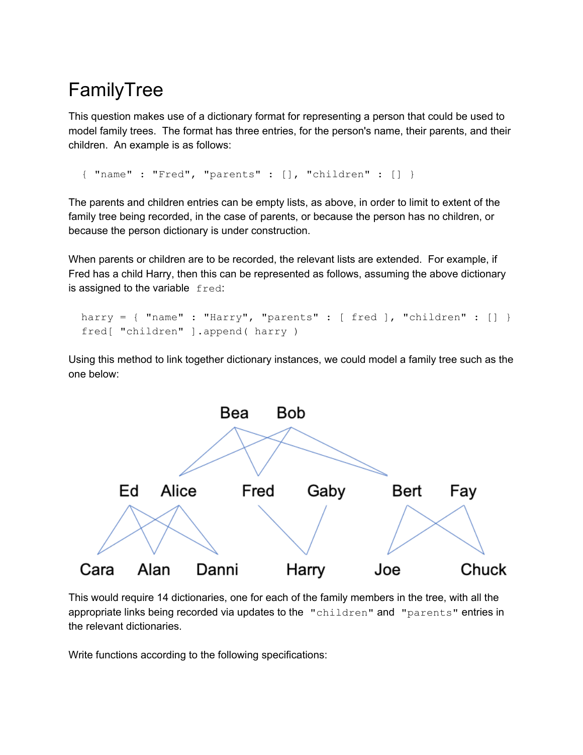# FamilyTree

This question makes use of a dictionary format for representing a person that could be used to model family trees. The format has three entries, for the person's name, their parents, and their children. An example is as follows:

```
{ "name" : "Fred", "parents" : [], "children" : [] }
```

The parents and children entries can be empty lists, as above, in order to limit to extent of the family tree being recorded, in the case of parents, or because the person has no children, or because the person dictionary is under construction.

When parents or children are to be recorded, the relevant lists are extended. For example, if Fred has a child Harry, then this can be represented as follows, assuming the above dictionary is assigned to the variable `fred`:

```
harry = { "name" : "Harry", "parents" : [ fred ], "children" : [] }
fred[ "children" ].append( harry )
```

Using this method to link together dictionary instances, we could model a family tree such as the one below:

Bea Bob

Ed Alice Fred Gaby Bert Fay

Cara Alan Danni Harry Joe Chuck

This would require 14 dictionaries, one for each of the family members in the tree, with all the appropriate links being recorded via updates to the `"children"` and `"parents"` entries in the relevant dictionaries.

Write functions according to the following specifications: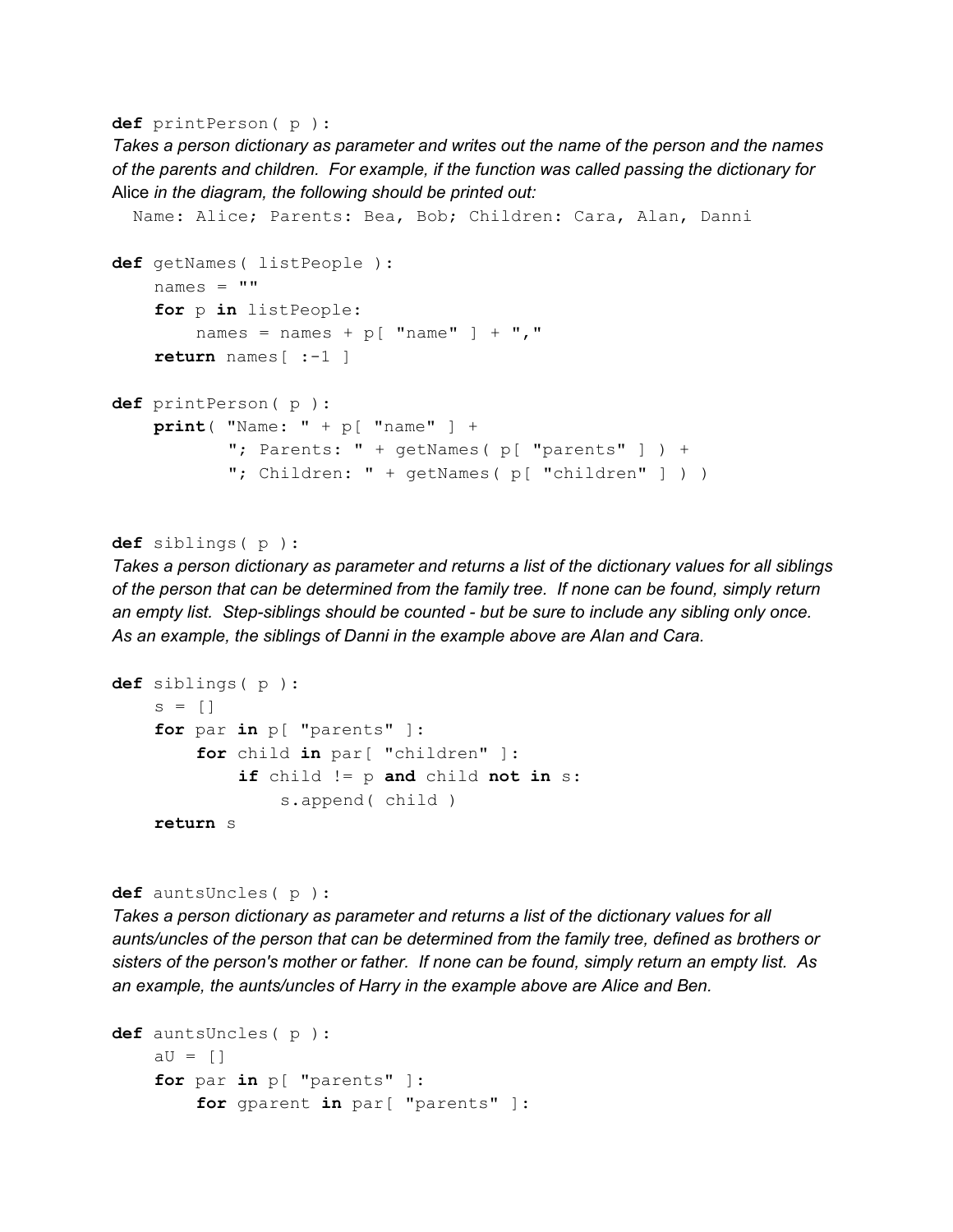```
def printPerson( p ):
```

*Takes a person dictionary as parameter and writes out the name of the person and the names of the parents and children. For example, if the function was called passing the dictionary for* Alice *in the diagram, the following should be printed out:*

```
Name: Alice; Parents: Bea, Bob; Children: Cara, Alan, Danni
```

```python
def getNames( listPeople ):
    names = ""
    for p in listPeople:
        names = names + p[ "name" ] + ","
    return names[ :-1 ]

def printPerson( p ):
    print( "Name: " + p[ "name" ] +
           "; Parents: " + getNames( p[ "parents" ] ) +
           "; Children: " + getNames( p[ "children" ] ) )
```

```
def siblings( p ):
```

*Takes a person dictionary as parameter and returns a list of the dictionary values for all siblings of the person that can be determined from the family tree. If none can be found, simply return an empty list. Step-siblings should be counted - but be sure to include any sibling only once. As an example, the siblings of Danni in the example above are Alan and Cara.*

```python
def siblings( p ):
    s = []
    for par in p[ "parents" ]:
        for child in par[ "children" ]:
            if child != p and child not in s:
                s.append( child )
    return s
```

```
def auntsUncles( p ):
```

*Takes a person dictionary as parameter and returns a list of the dictionary values for all aunts/uncles of the person that can be determined from the family tree, defined as brothers or sisters of the person's mother or father. If none can be found, simply return an empty list. As an example, the aunts/uncles of Harry in the example above are Alice and Ben.*

```python
def auntsUncles( p ):
    aU = []
    for par in p[ "parents" ]:
        for gparent in par[ "parents" ]:
```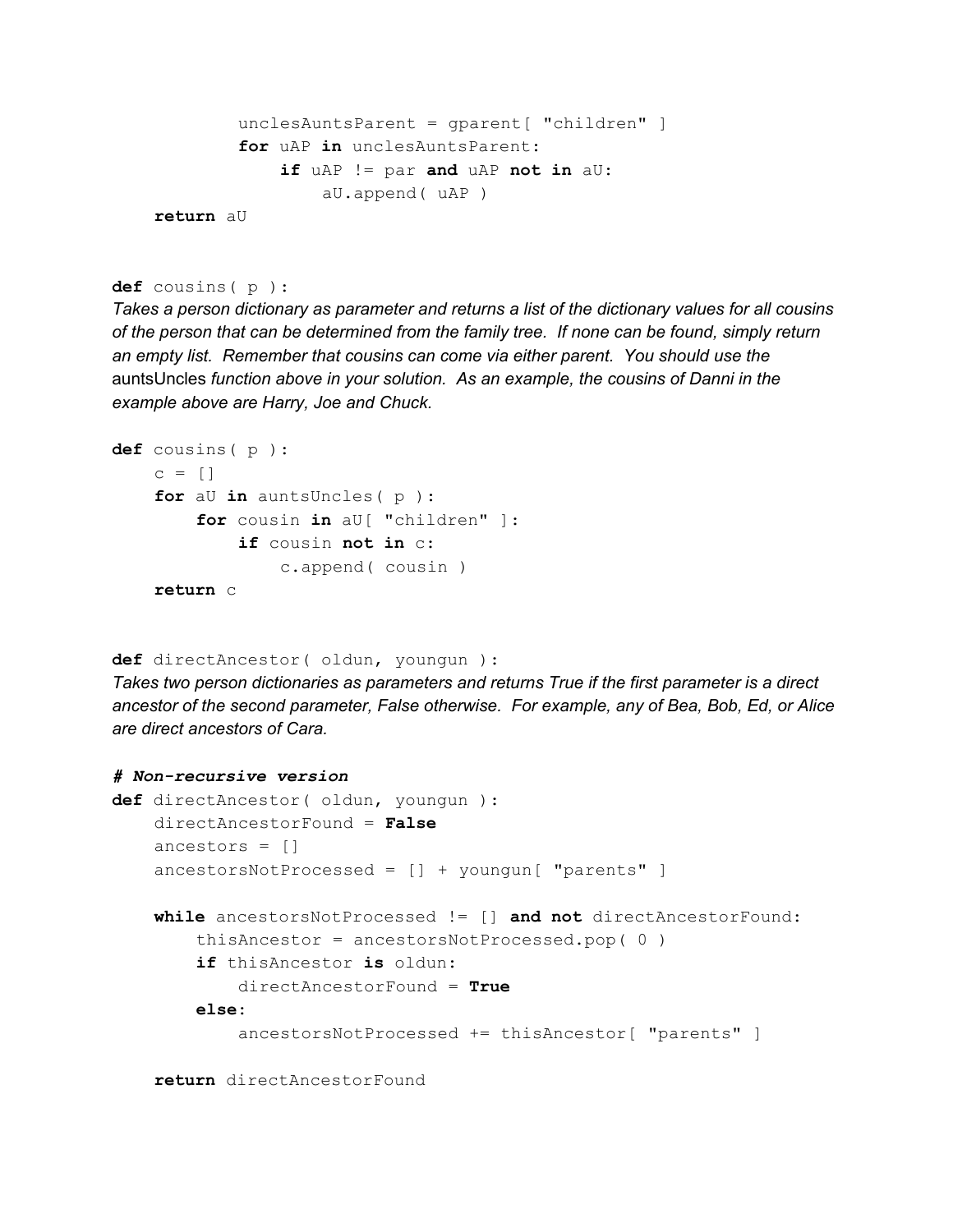```
            unclesAuntsParent = gparent[ "children" ]
            for uAP in unclesAuntsParent:
                if uAP != par and uAP not in aU:
                    aU.append( uAP )
    return aU
```

**def** cousins( p ):

*Takes a person dictionary as parameter and returns a list of the dictionary values for all cousins of the person that can be determined from the family tree. If none can be found, simply return an empty list. Remember that cousins can come via either parent. You should use the* auntsUncles *function above in your solution. As an example, the cousins of Danni in the example above are Harry, Joe and Chuck.*

```
def cousins( p ):
    c = []
    for aU in auntsUncles( p ):
        for cousin in aU[ "children" ]:
            if cousin not in c:
                c.append( cousin )
    return c
```

**def** directAncestor( oldun, youngun ):

*Takes two person dictionaries as parameters and returns True if the first parameter is a direct ancestor of the second parameter, False otherwise. For example, any of Bea, Bob, Ed, or Alice are direct ancestors of Cara.*

```
# Non-recursive version
def directAncestor( oldun, youngun ):
    directAncestorFound = False
    ancestors = []
    ancestorsNotProcessed = [] + youngun[ "parents" ]

    while ancestorsNotProcessed != [] and not directAncestorFound:
        thisAncestor = ancestorsNotProcessed.pop( 0 )
        if thisAncestor is oldun:
            directAncestorFound = True
        else:
            ancestorsNotProcessed += thisAncestor[ "parents" ]

    return directAncestorFound
```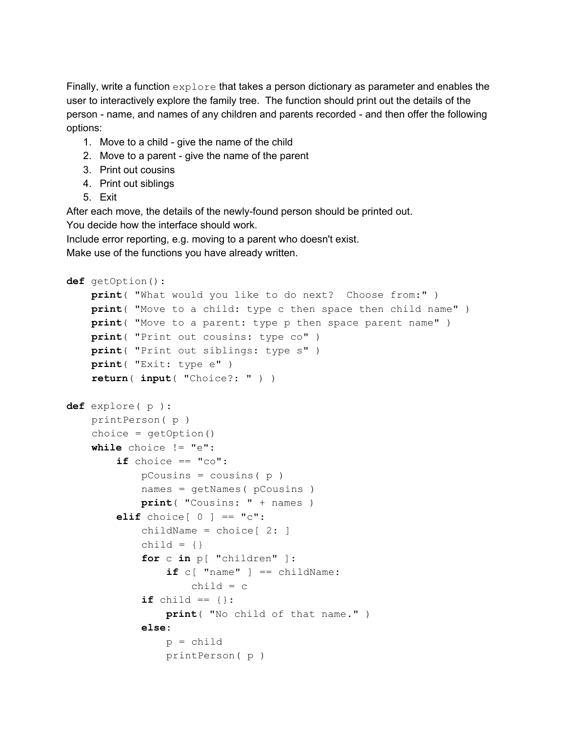Finally, write a function `explore` that takes a person dictionary as parameter and enables the user to interactively explore the family tree. The function should print out the details of the person - name, and names of any children and parents recorded - and then offer the following options:

1. Move to a child - give the name of the child
2. Move to a parent - give the name of the parent
3. Print out cousins
4. Print out siblings
5. Exit

After each move, the details of the newly-found person should be printed out.
You decide how the interface should work.
Include error reporting, e.g. moving to a parent who doesn't exist.
Make use of the functions you have already written.

```
def getOption():
    print( "What would you like to do next?  Choose from:" )
    print( "Move to a child: type c then space then child name" )
    print( "Move to a parent: type p then space parent name" )
    print( "Print out cousins: type co" )
    print( "Print out siblings: type s" )
    print( "Exit: type e" )
    return( input( "Choice?: " ) )

def explore( p ):
    printPerson( p )
    choice = getOption()
    while choice != "e":
        if choice == "co":
            pCousins = cousins( p )
            names = getNames( pCousins )
            print( "Cousins: " + names )
        elif choice[ 0 ] == "c":
            childName = choice[ 2: ]
            child = {}
            for c in p[ "children" ]:
                if c[ "name" ] == childName:
                    child = c
            if child == {}:
                print( "No child of that name." )
            else:
                p = child
                printPerson( p )
```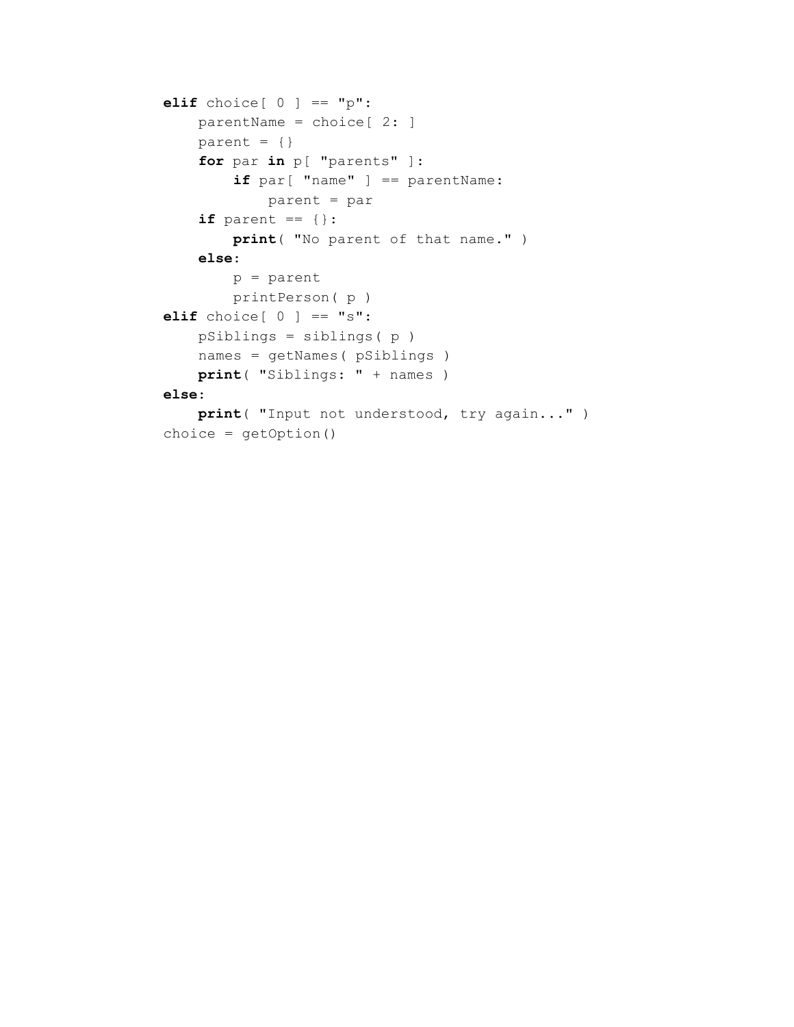```
elif choice[ 0 ] == "p":
    parentName = choice[ 2: ]
    parent = {}
    for par in p[ "parents" ]:
        if par[ "name" ] == parentName:
            parent = par
    if parent == {}:
        print( "No parent of that name." )
    else:
        p = parent
        printPerson( p )
elif choice[ 0 ] == "s":
    pSiblings = siblings( p )
    names = getNames( pSiblings )
    print( "Siblings: " + names )
else:
    print( "Input not understood, try again..." )
choice = getOption()
```